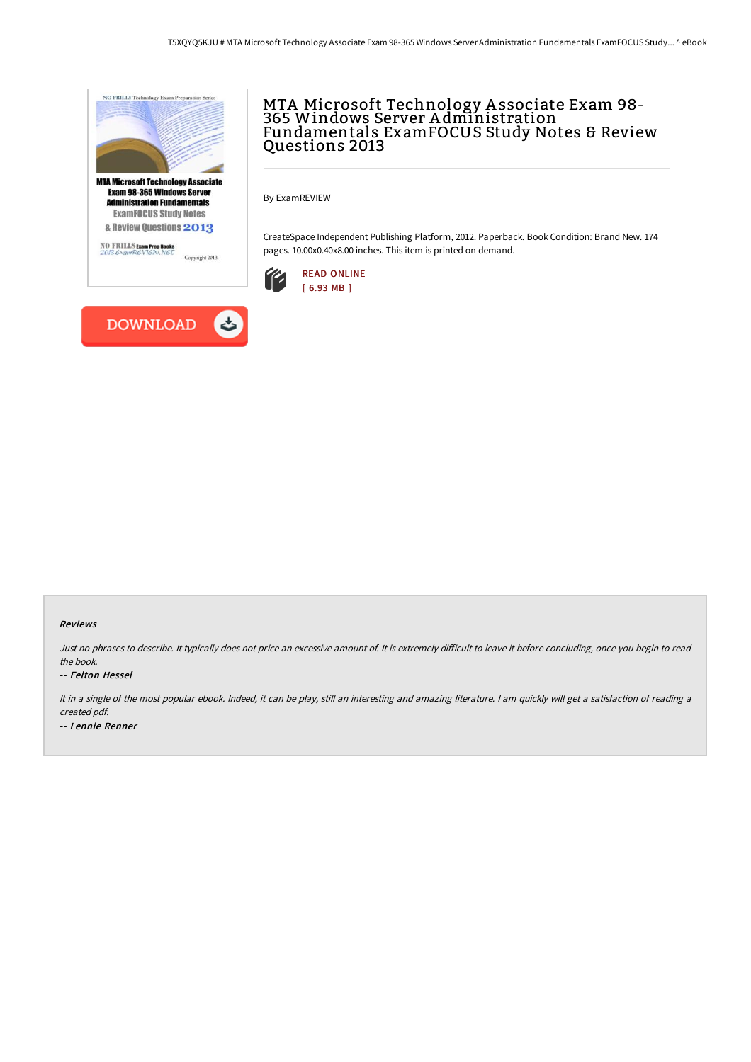# MTA Microsoft Technology Associate Exam 98-365 Windows Server Administration Fundamentals ExamFOCUS Study Notes & Review Questions 2013

By ExamREVIEW

CreateSpace Independent Publishing Platform, 2012. Paperback. Book Condition: Brand New. 174 pages. 10.00x0.40x8.00 inches. This item is printed on demand.

READ ONLINE
[ 6.93 MB ]

DOWNLOAD

### Reviews

*Just no phrases to describe. It typically does not price an excessive amount of. It is extremely difficult to leave it before concluding, once you begin to read the book.*

-- *Felton Hessel*

*It in a single of the most popular ebook. Indeed, it can be play, still an interesting and amazing literature. I am quickly will get a satisfaction of reading a created pdf.*

-- *Lennie Renner*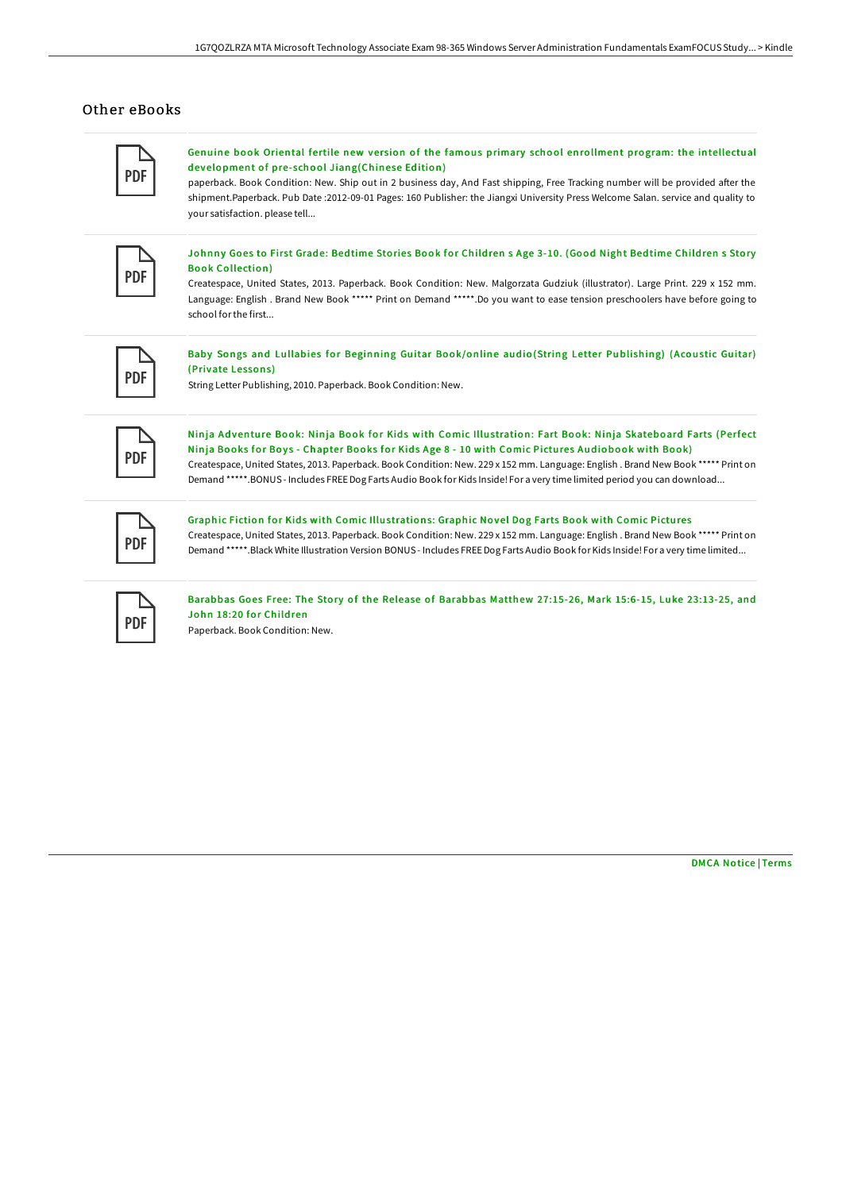## Other eBooks

**Genuine book Oriental fertile new version of the famous primary school enrollment program: the intellectual development of pre-school Jiang(Chinese Edition)**

paperback. Book Condition: New. Ship out in 2 business day, And Fast shipping, Free Tracking number will be provided after the shipment.Paperback. Pub Date :2012-09-01 Pages: 160 Publisher: the Jiangxi University Press Welcome Salan. service and quality to your satisfaction. please tell...

**Johnny Goes to First Grade: Bedtime Stories Book for Children s Age 3-10. (Good Night Bedtime Children s Story Book Collection)**

Createspace, United States, 2013. Paperback. Book Condition: New. Malgorzata Gudziuk (illustrator). Large Print. 229 x 152 mm. Language: English . Brand New Book ***** Print on Demand *****.Do you want to ease tension preschoolers have before going to school for the first...

**Baby Songs and Lullabies for Beginning Guitar Book/online audio(String Letter Publishing) (Acoustic Guitar) (Private Lessons)**

String Letter Publishing, 2010. Paperback. Book Condition: New.

**Ninja Adventure Book: Ninja Book for Kids with Comic Illustration: Fart Book: Ninja Skateboard Farts (Perfect Ninja Books for Boys - Chapter Books for Kids Age 8 - 10 with Comic Pictures Audiobook with Book)**

Createspace, United States, 2013. Paperback. Book Condition: New. 229 x 152 mm. Language: English . Brand New Book ***** Print on Demand *****.BONUS - Includes FREE Dog Farts Audio Book for Kids Inside! For a very time limited period you can download...

**Graphic Fiction for Kids with Comic Illustrations: Graphic Novel Dog Farts Book with Comic Pictures**

Createspace, United States, 2013. Paperback. Book Condition: New. 229 x 152 mm. Language: English . Brand New Book ***** Print on Demand *****.Black White Illustration Version BONUS - Includes FREE Dog Farts Audio Book for Kids Inside! For a very time limited...

**Barabbas Goes Free: The Story of the Release of Barabbas Matthew 27:15-26, Mark 15:6-15, Luke 23:13-25, and John 18:20 for Children**

Paperback. Book Condition: New.